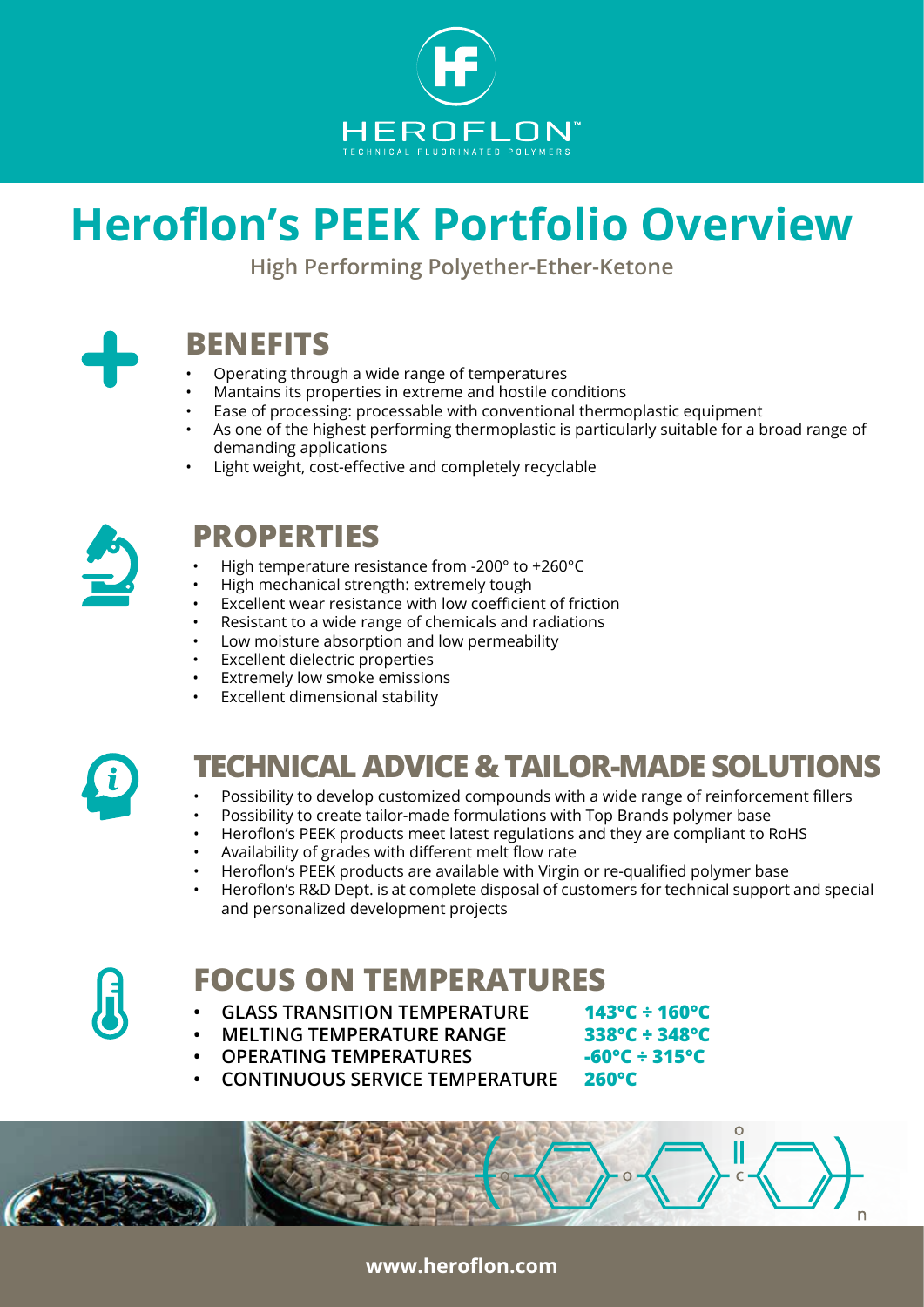HEROFLON™

TECHNICAL FLUORINATED POLYMERS

# Heroflon's PEEK Portfolio Overview

**High Performing Polyether-Ether-Ketone**

## BENEFITS

- Operating through a wide range of temperatures
- Mantains its properties in extreme and hostile conditions
- Ease of processing: processable with conventional thermoplastic equipment
- As one of the highest performing thermoplastic is particularly suitable for a broad range of demanding applications
- Light weight, cost-effective and completely recyclable

## PROPERTIES

- High temperature resistance from -200° to +260°C
- High mechanical strength: extremely tough
- Excellent wear resistance with low coefficient of friction
- Resistant to a wide range of chemicals and radiations
- Low moisture absorption and low permeability
- Excellent dielectric properties
- Extremely low smoke emissions
- Excellent dimensional stability

## TECHNICAL ADVICE & TAILOR-MADE SOLUTIONS

- Possibility to develop customized compounds with a wide range of reinforcement fillers
- Possibility to create tailor-made formulations with Top Brands polymer base
- Heroflon's PEEK products meet latest regulations and they are compliant to RoHS
- Availability of grades with different melt flow rate
- Heroflon's PEEK products are available with Virgin or re-qualified polymer base
- Heroflon's R&D Dept. is at complete disposal of customers for technical support and special and personalized development projects

## FOCUS ON TEMPERATURES

- **GLASS TRANSITION TEMPERATURE** **143°C ÷ 160°C**
- **MELTING TEMPERATURE RANGE** **338°C ÷ 348°C**
- **OPERATING TEMPERATURES** **-60°C ÷ 315°C**
- **CONTINUOUS SERVICE TEMPERATURE** **260°C**

**www.heroflon.com**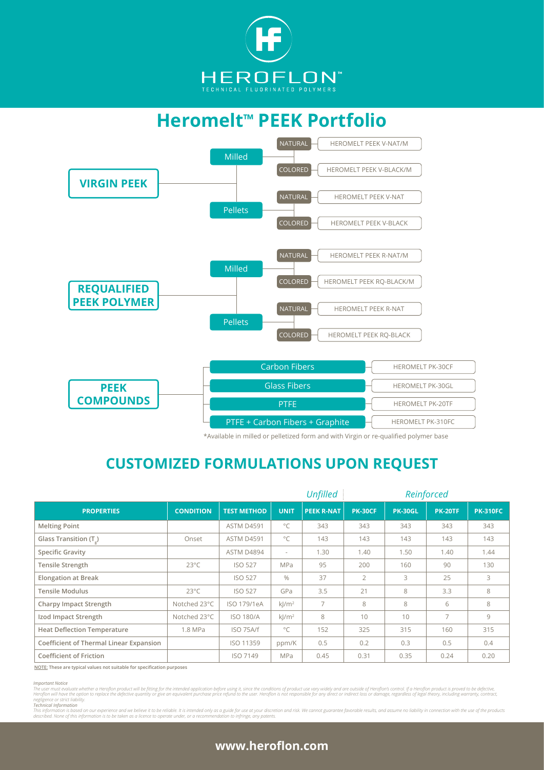HEROFLON™

TECHNICAL FLUORINATED POLYMERS

# Heromelt™ PEEK Portfolio

## VIRGIN PEEK

- Milled
  - NATURAL — HEROMELT PEEK V-NAT/M
  - COLORED — HEROMELT PEEK V-BLACK/M
- Pellets
  - NATURAL — HEROMELT PEEK V-NAT
  - COLORED — HEROMELT PEEK V-BLACK

## REQUALIFIED PEEK POLYMER

- Milled
  - NATURAL — HEROMELT PEEK R-NAT/M
  - COLORED — HEROMELT PEEK RQ-BLACK/M
- Pellets
  - NATURAL — HEROMELT PEEK R-NAT
  - COLORED — HEROMELT PEEK RQ-BLACK

## PEEK COMPOUNDS

- Carbon Fibers — HEROMELT PK-30CF
- Glass Fibers — HEROMELT PK-30GL
- PTFE — HEROMELT PK-20TF
- PTFE + Carbon Fibers + Graphite — HEROMELT PK-310FC

*Available in milled or pelletized form and with Virgin or re-qualified polymer base

## CUSTOMIZED FORMULATIONS UPON REQUEST

| | | | | *Unfilled* | *Reinforced* | | | |
|---|---|---|---|---|---|---|---|---|
| **PROPERTIES** | **CONDITION** | **TEST METHOD** | **UNIT** | **PEEK R-NAT** | **PK-30CF** | **PK-30GL** | **PK-20TF** | **PK-310FC** |
| Melting Point | | ASTM D4591 | °C | 343 | 343 | 343 | 343 | 343 |
| Glass Transition ($T_g$) | Onset | ASTM D4591 | °C | 143 | 143 | 143 | 143 | 143 |
| Specific Gravity | | ASTM D4894 | - | 1.30 | 1.40 | 1.50 | 1.40 | 1.44 |
| Tensile Strength | 23°C | ISO 527 | MPa | 95 | 200 | 160 | 90 | 130 |
| Elongation at Break | | ISO 527 | % | 37 | 2 | 3 | 25 | 3 |
| Tensile Modulus | 23°C | ISO 527 | GPa | 3.5 | 21 | 8 | 3.3 | 8 |
| Charpy Impact Strength | Notched 23°C | ISO 179/1eA | kJ/m² | 7 | 8 | 8 | 6 | 8 |
| Izod Impact Strength | Notched 23°C | ISO 180/A | kJ/m² | 8 | 10 | 10 | 7 | 9 |
| Heat Deflection Temperature | 1.8 MPa | ISO 75A/f | °C | 152 | 325 | 315 | 160 | 315 |
| Coefficient of Thermal Linear Expansion | | ISO 11359 | ppm/K | 0.5 | 0.2 | 0.3 | 0.5 | 0.4 |
| Coefficient of Friction | | ISO 7149 | MPa | 0.45 | 0.31 | 0.35 | 0.24 | 0.20 |

**NOTE: These are typical values not suitable for specification purposes**

*Important Notice*
*The user must evaluate whether a Heroflon product will be fitting for the intended application before using it, since the conditions of product use vary widely and are outside of Heroflon's control. If a Heroflon product is proved to be defective, Heroflon will have the option to replace the defective quantity or give an equivalent purchase price refund to the user. Heroflon is not responsible for any direct or indirect loss or damage, regardless of legal theory, including warranty, contract, negligence or strict liability.*
*Technical Information*
*This information is based on our experience and we believe it to be reliable. It is intended only as a guide for use at your discretion and risk. We cannot guarantee favorable results, and assume no liability in connection with the use of the products described. None of this information is to be taken as a licence to operate under, or a recommendation to infringe, any patents.*

**www.heroflon.com**